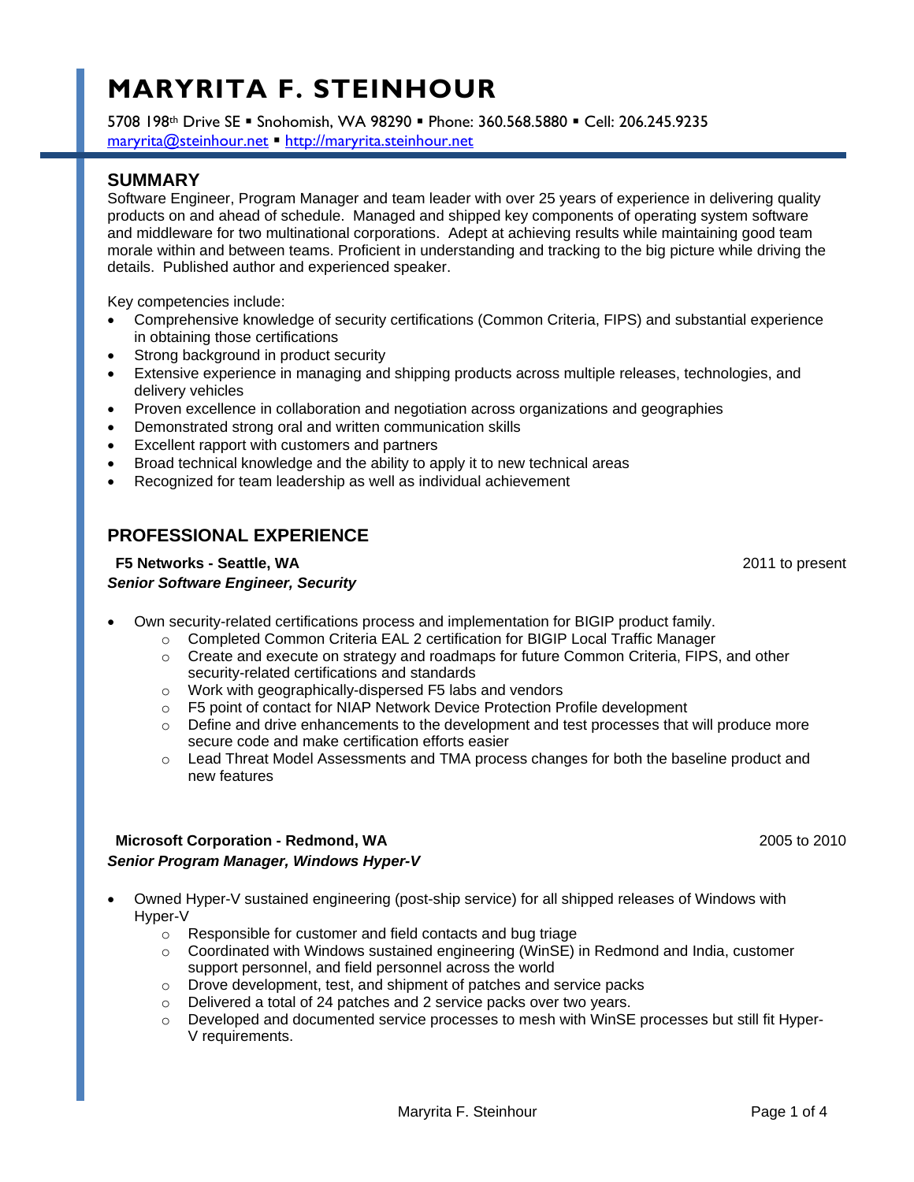# MARYRITA F. STEINHOUR

5708 198th Drive SE ▪ Snohomish, WA 98290 ▪ Phone: 360.568.5880 ▪ Cell: 206.245.9235
maryrita@steinhour.net ▪ http://maryrita.steinhour.net

## SUMMARY

Software Engineer, Program Manager and team leader with over 25 years of experience in delivering quality products on and ahead of schedule. Managed and shipped key components of operating system software and middleware for two multinational corporations. Adept at achieving results while maintaining good team morale within and between teams. Proficient in understanding and tracking to the big picture while driving the details. Published author and experienced speaker.

Key competencies include:

- Comprehensive knowledge of security certifications (Common Criteria, FIPS) and substantial experience in obtaining those certifications
- Strong background in product security
- Extensive experience in managing and shipping products across multiple releases, technologies, and delivery vehicles
- Proven excellence in collaboration and negotiation across organizations and geographies
- Demonstrated strong oral and written communication skills
- Excellent rapport with customers and partners
- Broad technical knowledge and the ability to apply it to new technical areas
- Recognized for team leadership as well as individual achievement

## PROFESSIONAL EXPERIENCE

**F5 Networks - Seattle, WA** — 2011 to present

***Senior Software Engineer, Security***

- Own security-related certifications process and implementation for BIGIP product family.
  - Completed Common Criteria EAL 2 certification for BIGIP Local Traffic Manager
  - Create and execute on strategy and roadmaps for future Common Criteria, FIPS, and other security-related certifications and standards
  - Work with geographically-dispersed F5 labs and vendors
  - F5 point of contact for NIAP Network Device Protection Profile development
  - Define and drive enhancements to the development and test processes that will produce more secure code and make certification efforts easier
  - Lead Threat Model Assessments and TMA process changes for both the baseline product and new features

**Microsoft Corporation - Redmond, WA** — 2005 to 2010

***Senior Program Manager, Windows Hyper-V***

- Owned Hyper-V sustained engineering (post-ship service) for all shipped releases of Windows with Hyper-V
  - Responsible for customer and field contacts and bug triage
  - Coordinated with Windows sustained engineering (WinSE) in Redmond and India, customer support personnel, and field personnel across the world
  - Drove development, test, and shipment of patches and service packs
  - Delivered a total of 24 patches and 2 service packs over two years.
  - Developed and documented service processes to mesh with WinSE processes but still fit Hyper-V requirements.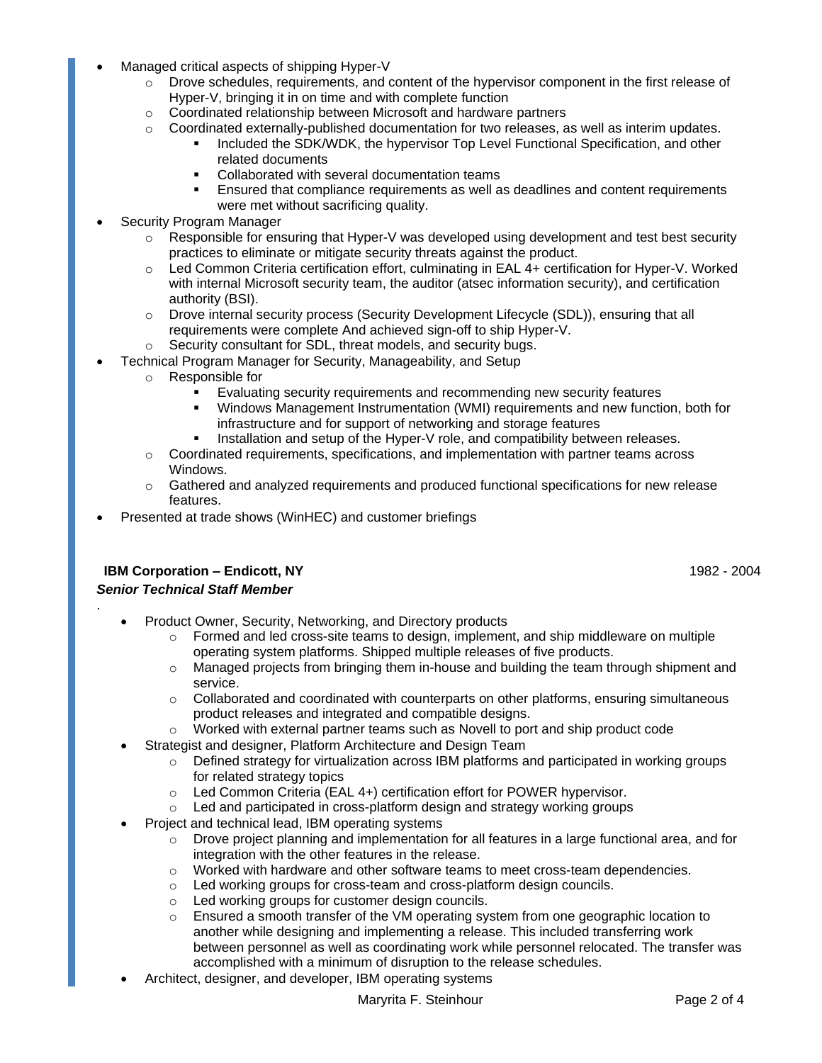- Managed critical aspects of shipping Hyper-V
  - Drove schedules, requirements, and content of the hypervisor component in the first release of Hyper-V, bringing it in on time and with complete function
  - Coordinated relationship between Microsoft and hardware partners
  - Coordinated externally-published documentation for two releases, as well as interim updates.
    - Included the SDK/WDK, the hypervisor Top Level Functional Specification, and other related documents
    - Collaborated with several documentation teams
    - Ensured that compliance requirements as well as deadlines and content requirements were met without sacrificing quality.
- Security Program Manager
  - Responsible for ensuring that Hyper-V was developed using development and test best security practices to eliminate or mitigate security threats against the product.
  - Led Common Criteria certification effort, culminating in EAL 4+ certification for Hyper-V. Worked with internal Microsoft security team, the auditor (atsec information security), and certification authority (BSI).
  - Drove internal security process (Security Development Lifecycle (SDL)), ensuring that all requirements were complete And achieved sign-off to ship Hyper-V.
  - Security consultant for SDL, threat models, and security bugs.
- Technical Program Manager for Security, Manageability, and Setup
  - Responsible for
    - Evaluating security requirements and recommending new security features
    - Windows Management Instrumentation (WMI) requirements and new function, both for infrastructure and for support of networking and storage features
    - Installation and setup of the Hyper-V role, and compatibility between releases.
  - Coordinated requirements, specifications, and implementation with partner teams across Windows.
  - Gathered and analyzed requirements and produced functional specifications for new release features.
- Presented at trade shows (WinHEC) and customer briefings

**IBM Corporation – Endicott, NY** 1982 - 2004
***Senior Technical Staff Member***

- Product Owner, Security, Networking, and Directory products
  - Formed and led cross-site teams to design, implement, and ship middleware on multiple operating system platforms. Shipped multiple releases of five products.
  - Managed projects from bringing them in-house and building the team through shipment and service.
  - Collaborated and coordinated with counterparts on other platforms, ensuring simultaneous product releases and integrated and compatible designs.
  - Worked with external partner teams such as Novell to port and ship product code
- Strategist and designer, Platform Architecture and Design Team
  - Defined strategy for virtualization across IBM platforms and participated in working groups for related strategy topics
  - Led Common Criteria (EAL 4+) certification effort for POWER hypervisor.
  - Led and participated in cross-platform design and strategy working groups
- Project and technical lead, IBM operating systems
  - Drove project planning and implementation for all features in a large functional area, and for integration with the other features in the release.
  - Worked with hardware and other software teams to meet cross-team dependencies.
  - Led working groups for cross-team and cross-platform design councils.
  - Led working groups for customer design councils.
  - Ensured a smooth transfer of the VM operating system from one geographic location to another while designing and implementing a release. This included transferring work between personnel as well as coordinating work while personnel relocated. The transfer was accomplished with a minimum of disruption to the release schedules.
- Architect, designer, and developer, IBM operating systems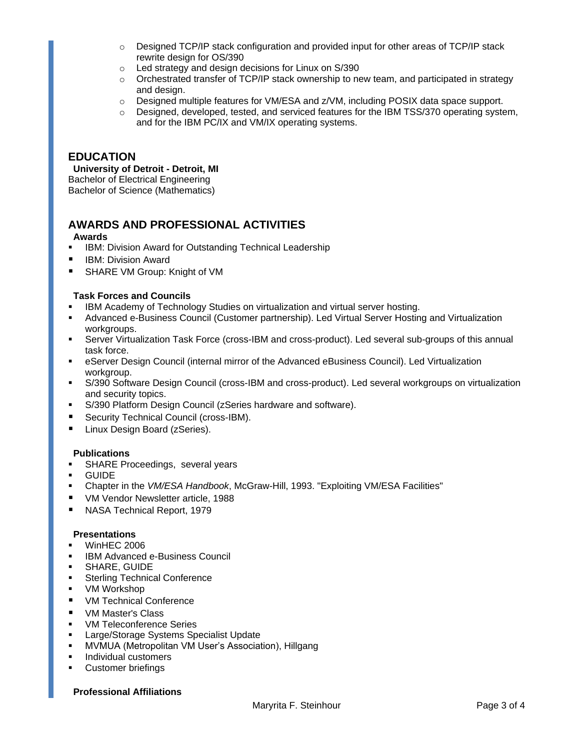- Designed TCP/IP stack configuration and provided input for other areas of TCP/IP stack rewrite design for OS/390
- Led strategy and design decisions for Linux on S/390
- Orchestrated transfer of TCP/IP stack ownership to new team, and participated in strategy and design.
- Designed multiple features for VM/ESA and z/VM, including POSIX data space support.
- Designed, developed, tested, and serviced features for the IBM TSS/370 operating system, and for the IBM PC/IX and VM/IX operating systems.

## EDUCATION

**University of Detroit - Detroit, MI**

Bachelor of Electrical Engineering
Bachelor of Science (Mathematics)

## AWARDS AND PROFESSIONAL ACTIVITIES

### Awards

- IBM: Division Award for Outstanding Technical Leadership
- IBM: Division Award
- SHARE VM Group: Knight of VM

### Task Forces and Councils

- IBM Academy of Technology Studies on virtualization and virtual server hosting.
- Advanced e-Business Council (Customer partnership). Led Virtual Server Hosting and Virtualization workgroups.
- Server Virtualization Task Force (cross-IBM and cross-product). Led several sub-groups of this annual task force.
- eServer Design Council (internal mirror of the Advanced eBusiness Council). Led Virtualization workgroup.
- S/390 Software Design Council (cross-IBM and cross-product). Led several workgroups on virtualization and security topics.
- S/390 Platform Design Council (zSeries hardware and software).
- Security Technical Council (cross-IBM).
- Linux Design Board (zSeries).

### Publications

- SHARE Proceedings, several years
- GUIDE
- Chapter in the *VM/ESA Handbook*, McGraw-Hill, 1993. "Exploiting VM/ESA Facilities"
- VM Vendor Newsletter article, 1988
- NASA Technical Report, 1979

### Presentations

- WinHEC 2006
- IBM Advanced e-Business Council
- SHARE, GUIDE
- Sterling Technical Conference
- VM Workshop
- VM Technical Conference
- VM Master's Class
- VM Teleconference Series
- Large/Storage Systems Specialist Update
- MVMUA (Metropolitan VM User's Association), Hillgang
- Individual customers
- Customer briefings

### Professional Affiliations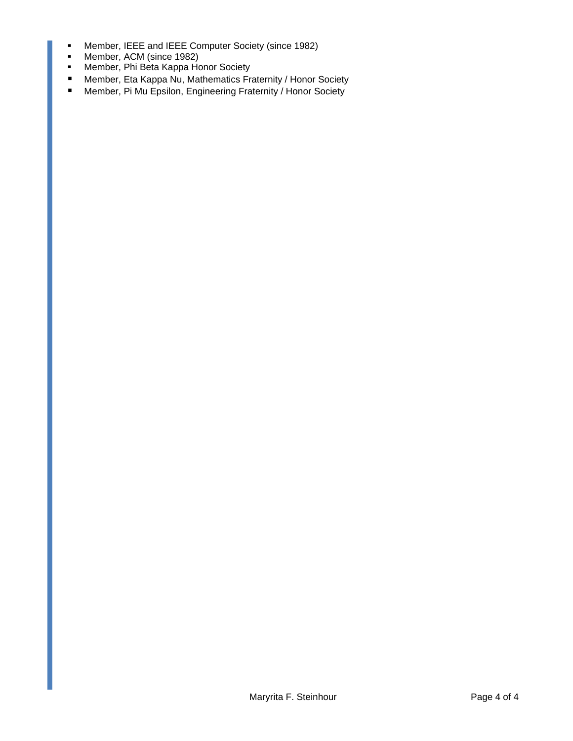- Member, IEEE and IEEE Computer Society (since 1982)
- Member, ACM (since 1982)
- Member, Phi Beta Kappa Honor Society
- Member, Eta Kappa Nu, Mathematics Fraternity / Honor Society
- Member, Pi Mu Epsilon, Engineering Fraternity / Honor Society